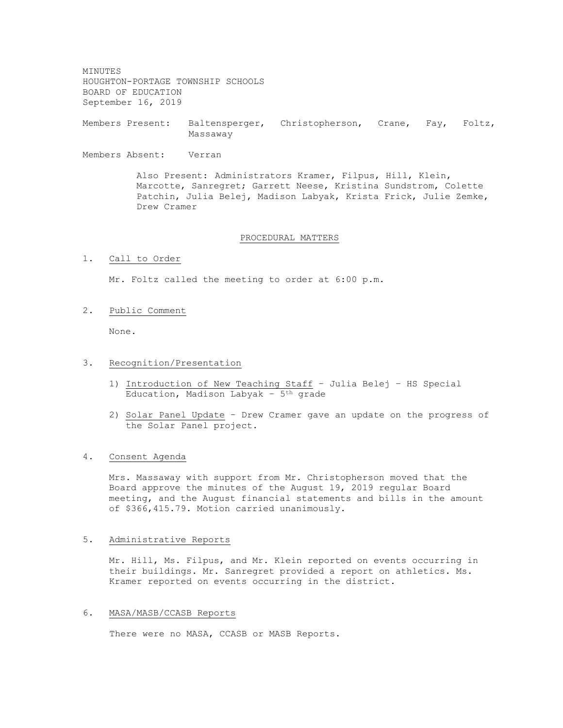MINUTES
HOUGHTON-PORTAGE TOWNSHIP SCHOOLS
BOARD OF EDUCATION
September 16, 2019

Members Present: Baltensperger, Christopherson, Crane, Fay, Foltz, Massaway

Members Absent: Verran

Also Present: Administrators Kramer, Filpus, Hill, Klein, Marcotte, Sanregret; Garrett Neese, Kristina Sundstrom, Colette Patchin, Julia Belej, Madison Labyak, Krista Frick, Julie Zemke, Drew Cramer

## PROCEDURAL MATTERS

1. Call to Order

   Mr. Foltz called the meeting to order at 6:00 p.m.

2. Public Comment

   None.

3. Recognition/Presentation

   1) Introduction of New Teaching Staff – Julia Belej – HS Special Education, Madison Labyak – 5th grade

   2) Solar Panel Update – Drew Cramer gave an update on the progress of the Solar Panel project.

4. Consent Agenda

   Mrs. Massaway with support from Mr. Christopherson moved that the Board approve the minutes of the August 19, 2019 regular Board meeting, and the August financial statements and bills in the amount of $366,415.79. Motion carried unanimously.

5. Administrative Reports

   Mr. Hill, Ms. Filpus, and Mr. Klein reported on events occurring in their buildings. Mr. Sanregret provided a report on athletics. Ms. Kramer reported on events occurring in the district.

6. MASA/MASB/CCASB Reports

   There were no MASA, CCASB or MASB Reports.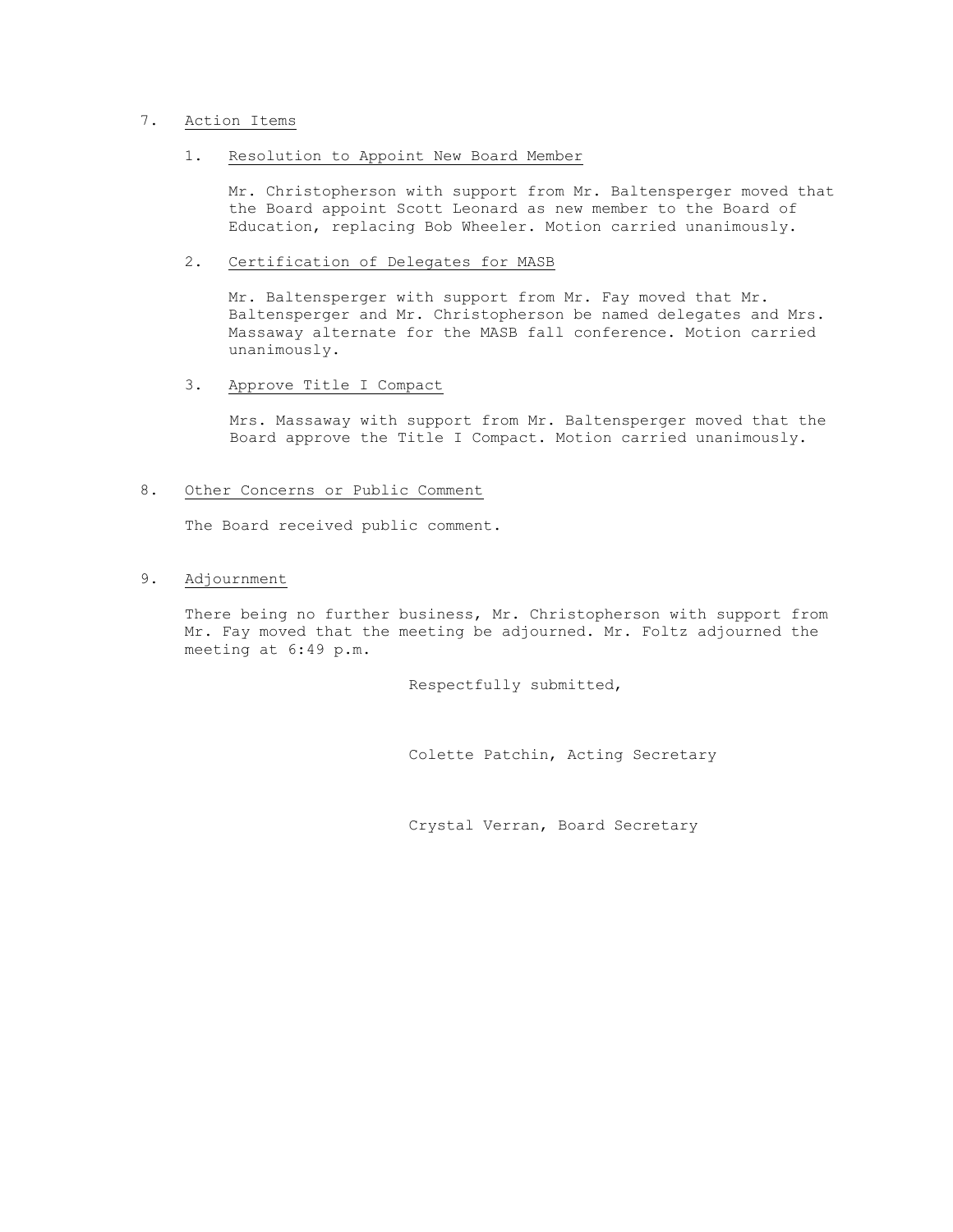7. <u>Action Items</u>

   1. <u>Resolution to Appoint New Board Member</u>

      Mr. Christopherson with support from Mr. Baltensperger moved that the Board appoint Scott Leonard as new member to the Board of Education, replacing Bob Wheeler. Motion carried unanimously.

   2. <u>Certification of Delegates for MASB</u>

      Mr. Baltensperger with support from Mr. Fay moved that Mr. Baltensperger and Mr. Christopherson be named delegates and Mrs. Massaway alternate for the MASB fall conference. Motion carried unanimously.

   3. <u>Approve Title I Compact</u>

      Mrs. Massaway with support from Mr. Baltensperger moved that the Board approve the Title I Compact. Motion carried unanimously.

8. <u>Other Concerns or Public Comment</u>

   The Board received public comment.

9. <u>Adjournment</u>

   There being no further business, Mr. Christopherson with support from Mr. Fay moved that the meeting be adjourned. Mr. Foltz adjourned the meeting at 6:49 p.m.

Respectfully submitted,

Colette Patchin, Acting Secretary

Crystal Verran, Board Secretary